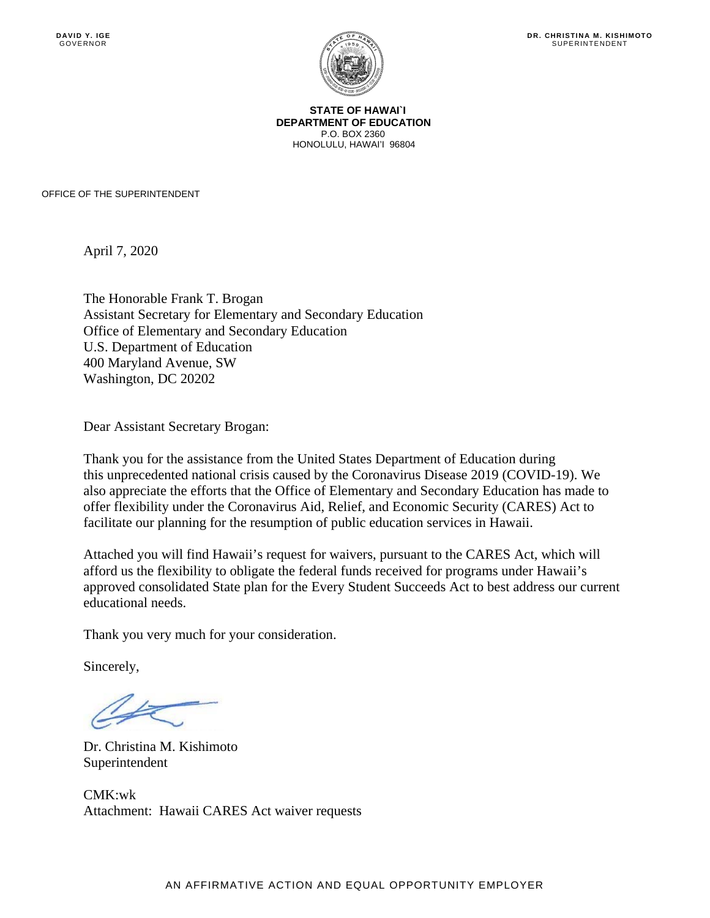DAVID Y. IGE
GOVERNOR

DR. CHRISTINA M. KISHIMOTO
SUPERINTENDENT

**STATE OF HAWAI`I**
**DEPARTMENT OF EDUCATION**
P.O. BOX 2360
HONOLULU, HAWAI'I 96804

OFFICE OF THE SUPERINTENDENT

April 7, 2020

The Honorable Frank T. Brogan
Assistant Secretary for Elementary and Secondary Education
Office of Elementary and Secondary Education
U.S. Department of Education
400 Maryland Avenue, SW
Washington, DC 20202

Dear Assistant Secretary Brogan:

Thank you for the assistance from the United States Department of Education during this unprecedented national crisis caused by the Coronavirus Disease 2019 (COVID-19). We also appreciate the efforts that the Office of Elementary and Secondary Education has made to offer flexibility under the Coronavirus Aid, Relief, and Economic Security (CARES) Act to facilitate our planning for the resumption of public education services in Hawaii.

Attached you will find Hawaii's request for waivers, pursuant to the CARES Act, which will afford us the flexibility to obligate the federal funds received for programs under Hawaii's approved consolidated State plan for the Every Student Succeeds Act to best address our current educational needs.

Thank you very much for your consideration.

Sincerely,

Dr. Christina M. Kishimoto
Superintendent

CMK:wk
Attachment: Hawaii CARES Act waiver requests

AN AFFIRMATIVE ACTION AND EQUAL OPPORTUNITY EMPLOYER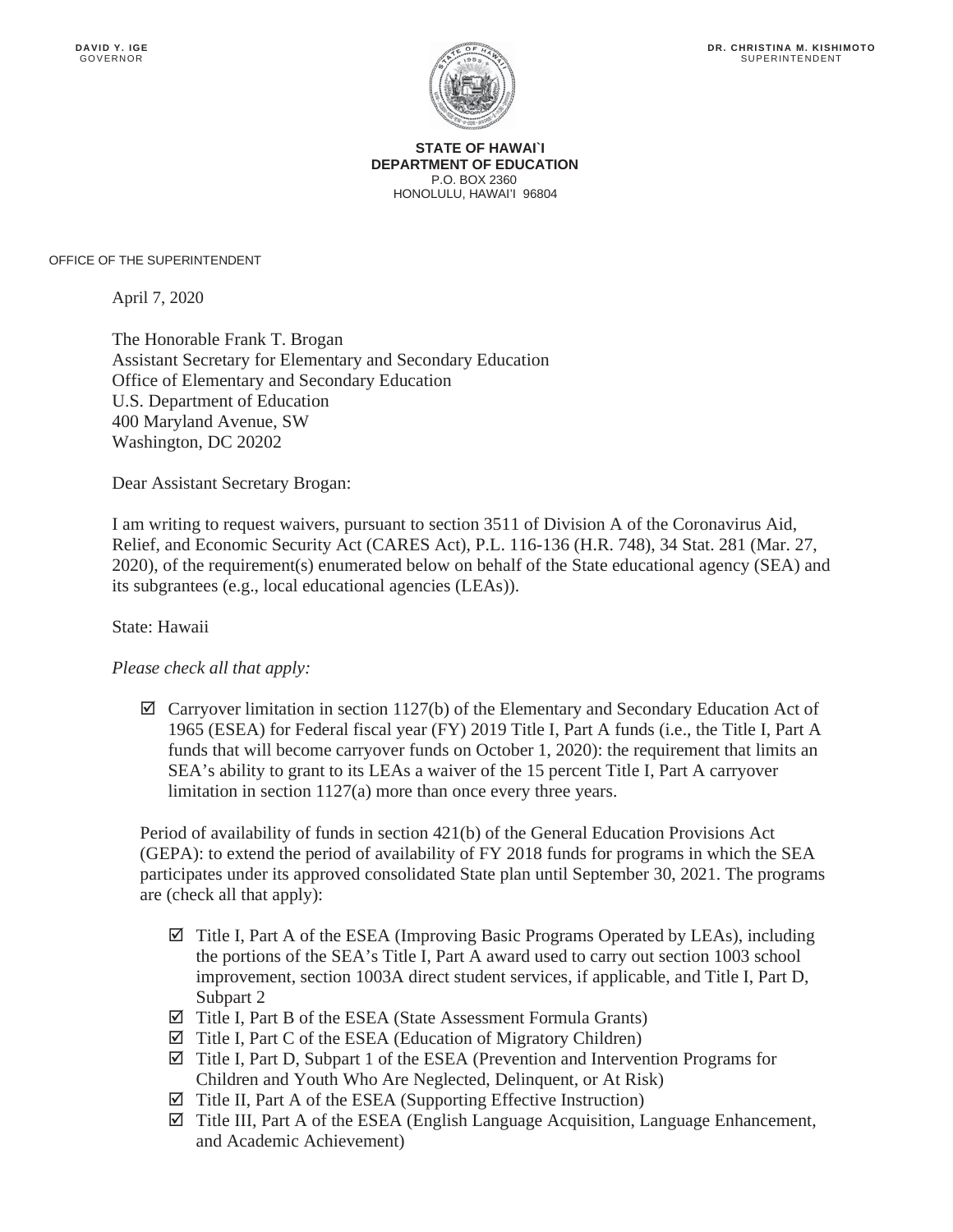DAVID Y. IGE
GOVERNOR

DR. CHRISTINA M. KISHIMOTO
SUPERINTENDENT

**STATE OF HAWAI`I**
**DEPARTMENT OF EDUCATION**
P.O. BOX 2360
HONOLULU, HAWAI'I 96804

OFFICE OF THE SUPERINTENDENT

April 7, 2020

The Honorable Frank T. Brogan
Assistant Secretary for Elementary and Secondary Education
Office of Elementary and Secondary Education
U.S. Department of Education
400 Maryland Avenue, SW
Washington, DC 20202

Dear Assistant Secretary Brogan:

I am writing to request waivers, pursuant to section 3511 of Division A of the Coronavirus Aid, Relief, and Economic Security Act (CARES Act), P.L. 116-136 (H.R. 748), 34 Stat. 281 (Mar. 27, 2020), of the requirement(s) enumerated below on behalf of the State educational agency (SEA) and its subgrantees (e.g., local educational agencies (LEAs)).

State: Hawaii

*Please check all that apply:*

- ☑ Carryover limitation in section 1127(b) of the Elementary and Secondary Education Act of 1965 (ESEA) for Federal fiscal year (FY) 2019 Title I, Part A funds (i.e., the Title I, Part A funds that will become carryover funds on October 1, 2020): the requirement that limits an SEA's ability to grant to its LEAs a waiver of the 15 percent Title I, Part A carryover limitation in section 1127(a) more than once every three years.

Period of availability of funds in section 421(b) of the General Education Provisions Act (GEPA): to extend the period of availability of FY 2018 funds for programs in which the SEA participates under its approved consolidated State plan until September 30, 2021. The programs are (check all that apply):

- ☑ Title I, Part A of the ESEA (Improving Basic Programs Operated by LEAs), including the portions of the SEA's Title I, Part A award used to carry out section 1003 school improvement, section 1003A direct student services, if applicable, and Title I, Part D, Subpart 2
- ☑ Title I, Part B of the ESEA (State Assessment Formula Grants)
- ☑ Title I, Part C of the ESEA (Education of Migratory Children)
- ☑ Title I, Part D, Subpart 1 of the ESEA (Prevention and Intervention Programs for Children and Youth Who Are Neglected, Delinquent, or At Risk)
- ☑ Title II, Part A of the ESEA (Supporting Effective Instruction)
- ☑ Title III, Part A of the ESEA (English Language Acquisition, Language Enhancement, and Academic Achievement)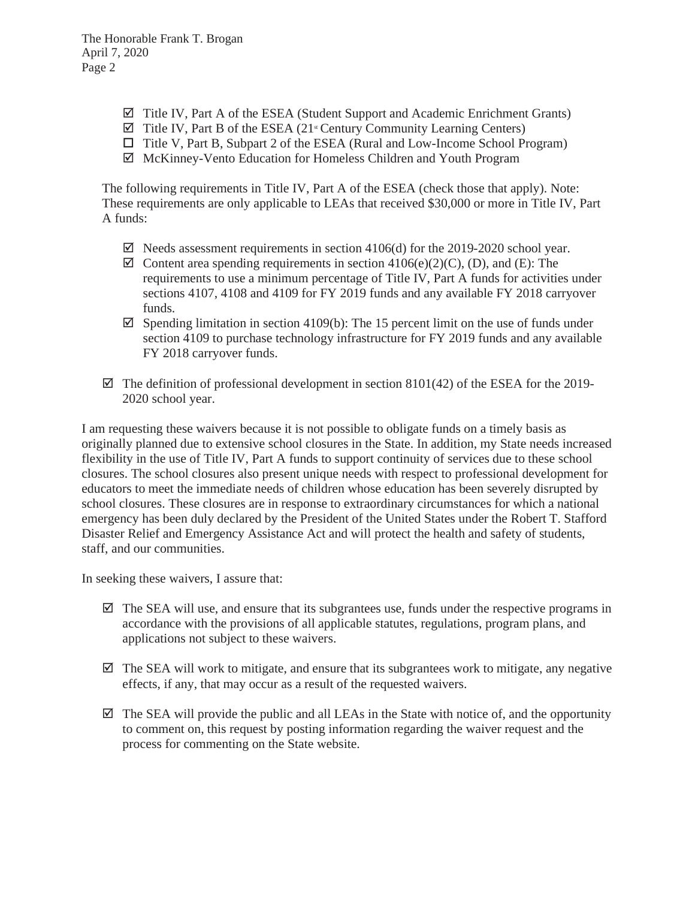- ☑ Title IV, Part A of the ESEA (Student Support and Academic Enrichment Grants)
- ☑ Title IV, Part B of the ESEA (21st Century Community Learning Centers)
- ☐ Title V, Part B, Subpart 2 of the ESEA (Rural and Low-Income School Program)
- ☑ McKinney-Vento Education for Homeless Children and Youth Program

The following requirements in Title IV, Part A of the ESEA (check those that apply). Note: These requirements are only applicable to LEAs that received $30,000 or more in Title IV, Part A funds:

- ☑ Needs assessment requirements in section 4106(d) for the 2019-2020 school year.
- ☑ Content area spending requirements in section 4106(e)(2)(C), (D), and (E): The requirements to use a minimum percentage of Title IV, Part A funds for activities under sections 4107, 4108 and 4109 for FY 2019 funds and any available FY 2018 carryover funds.
- ☑ Spending limitation in section 4109(b): The 15 percent limit on the use of funds under section 4109 to purchase technology infrastructure for FY 2019 funds and any available FY 2018 carryover funds.

- ☑ The definition of professional development in section 8101(42) of the ESEA for the 2019-2020 school year.

I am requesting these waivers because it is not possible to obligate funds on a timely basis as originally planned due to extensive school closures in the State. In addition, my State needs increased flexibility in the use of Title IV, Part A funds to support continuity of services due to these school closures. The school closures also present unique needs with respect to professional development for educators to meet the immediate needs of children whose education has been severely disrupted by school closures. These closures are in response to extraordinary circumstances for which a national emergency has been duly declared by the President of the United States under the Robert T. Stafford Disaster Relief and Emergency Assistance Act and will protect the health and safety of students, staff, and our communities.

In seeking these waivers, I assure that:

- ☑ The SEA will use, and ensure that its subgrantees use, funds under the respective programs in accordance with the provisions of all applicable statutes, regulations, program plans, and applications not subject to these waivers.

- ☑ The SEA will work to mitigate, and ensure that its subgrantees work to mitigate, any negative effects, if any, that may occur as a result of the requested waivers.

- ☑ The SEA will provide the public and all LEAs in the State with notice of, and the opportunity to comment on, this request by posting information regarding the waiver request and the process for commenting on the State website.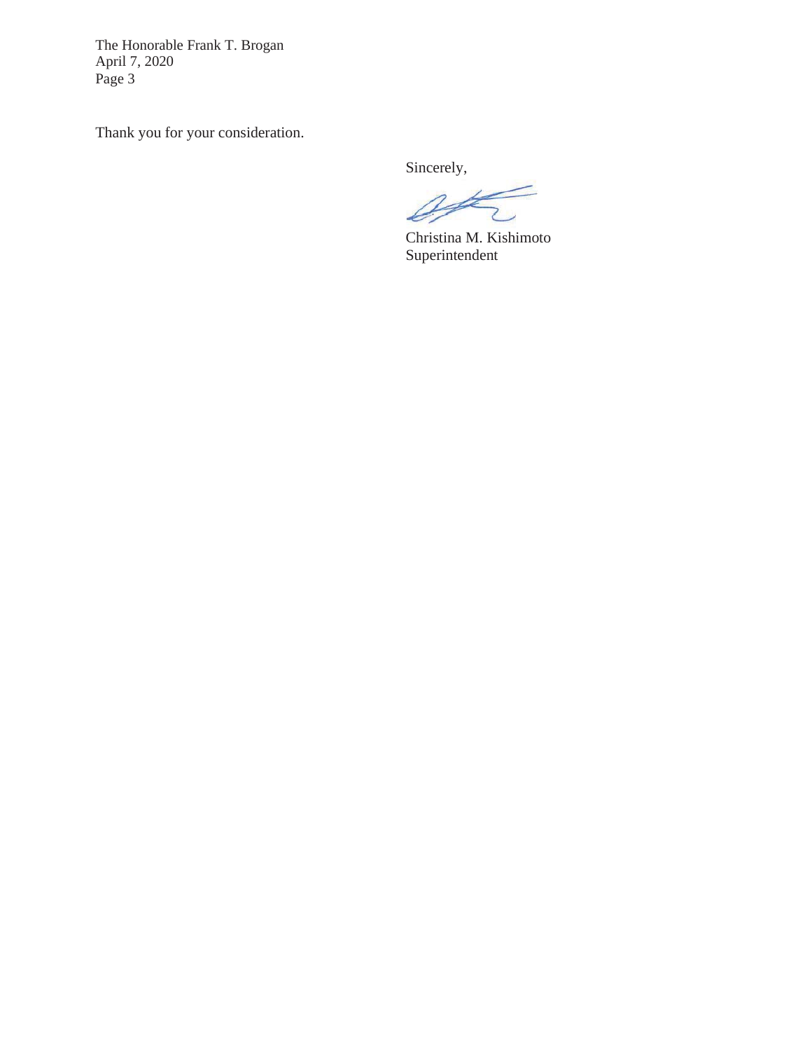Thank you for your consideration.

Sincerely,

Christina M. Kishimoto
Superintendent